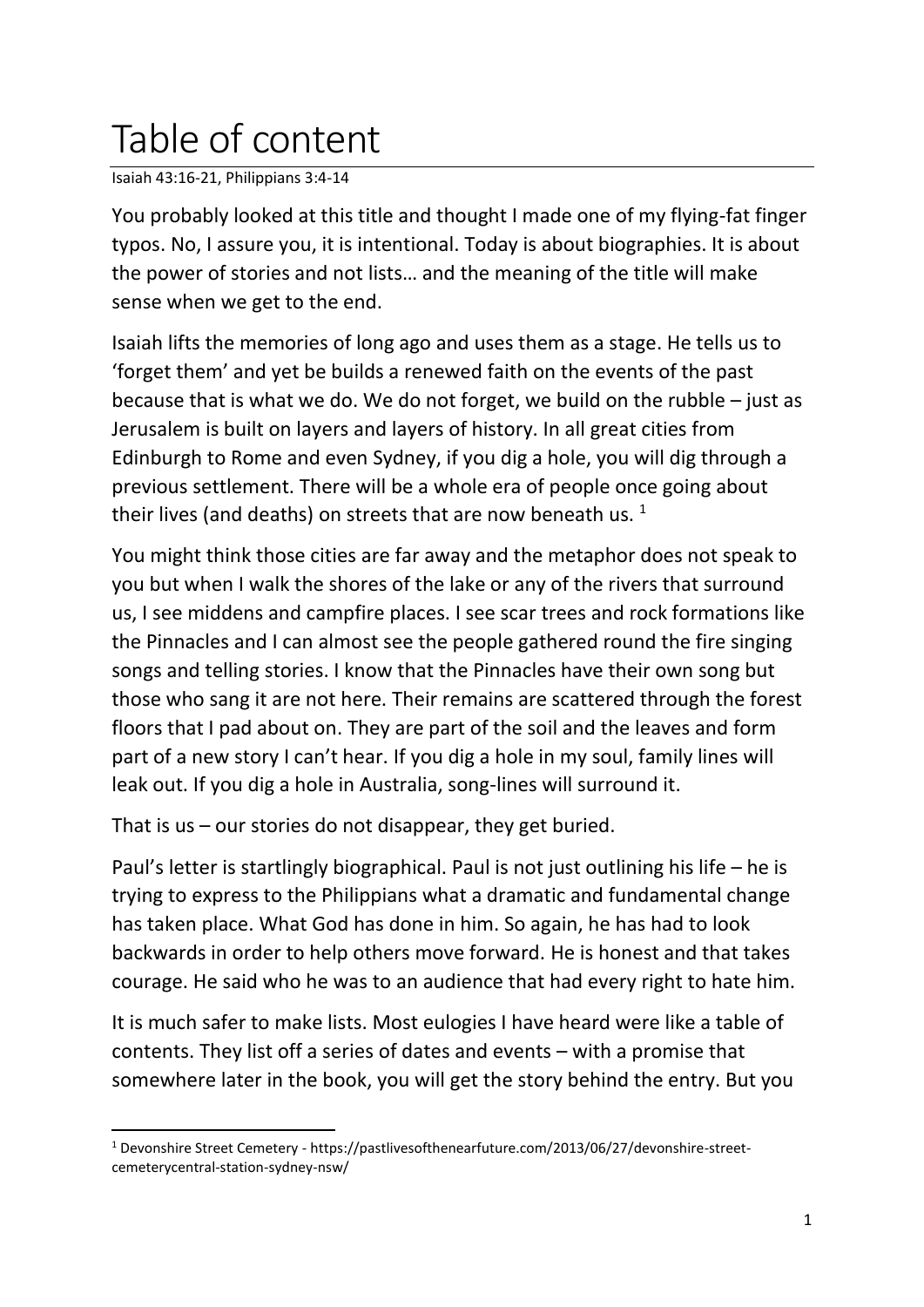# Table of content

Isaiah 43:16-21, Philippians 3:4-14

You probably looked at this title and thought I made one of my flying-fat finger typos. No, I assure you, it is intentional. Today is about biographies. It is about the power of stories and not lists… and the meaning of the title will make sense when we get to the end.

Isaiah lifts the memories of long ago and uses them as a stage. He tells us to 'forget them' and yet be builds a renewed faith on the events of the past because that is what we do. We do not forget, we build on the rubble – just as Jerusalem is built on layers and layers of history. In all great cities from Edinburgh to Rome and even Sydney, if you dig a hole, you will dig through a previous settlement. There will be a whole era of people once going about their lives (and deaths) on streets that are now beneath us. [1]

You might think those cities are far away and the metaphor does not speak to you but when I walk the shores of the lake or any of the rivers that surround us, I see middens and campfire places. I see scar trees and rock formations like the Pinnacles and I can almost see the people gathered round the fire singing songs and telling stories. I know that the Pinnacles have their own song but those who sang it are not here. Their remains are scattered through the forest floors that I pad about on. They are part of the soil and the leaves and form part of a new story I can't hear. If you dig a hole in my soul, family lines will leak out. If you dig a hole in Australia, song-lines will surround it.

That is us – our stories do not disappear, they get buried.

Paul's letter is startlingly biographical. Paul is not just outlining his life – he is trying to express to the Philippians what a dramatic and fundamental change has taken place. What God has done in him. So again, he has had to look backwards in order to help others move forward. He is honest and that takes courage. He said who he was to an audience that had every right to hate him.

It is much safer to make lists. Most eulogies I have heard were like a table of contents. They list off a series of dates and events – with a promise that somewhere later in the book, you will get the story behind the entry. But you

[1] Devonshire Street Cemetery - https://pastlivesofthenearfuture.com/2013/06/27/devonshire-street-cemeterycentral-station-sydney-nsw/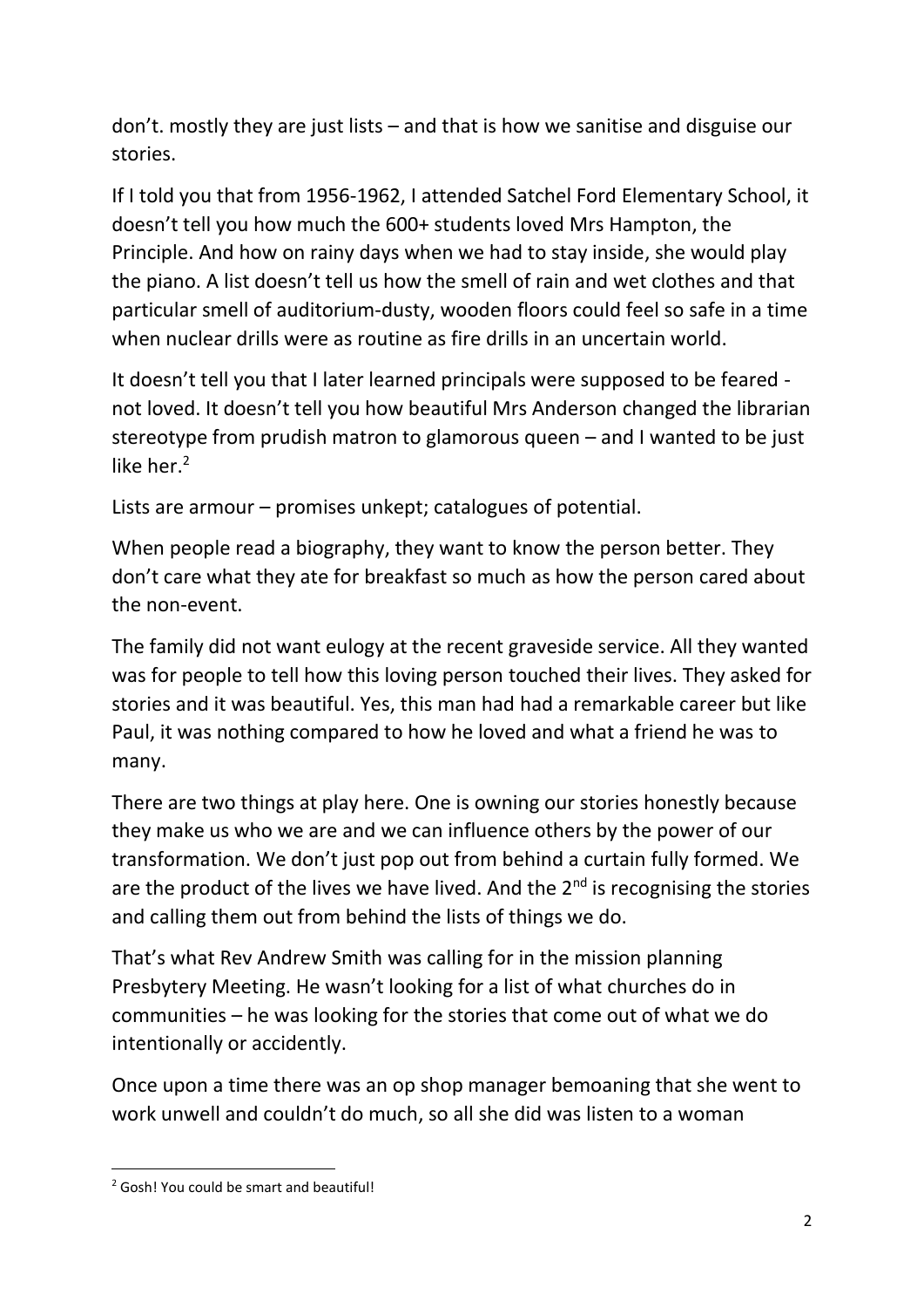don't. mostly they are just lists – and that is how we sanitise and disguise our stories.

If I told you that from 1956-1962, I attended Satchel Ford Elementary School, it doesn't tell you how much the 600+ students loved Mrs Hampton, the Principle. And how on rainy days when we had to stay inside, she would play the piano. A list doesn't tell us how the smell of rain and wet clothes and that particular smell of auditorium-dusty, wooden floors could feel so safe in a time when nuclear drills were as routine as fire drills in an uncertain world.

It doesn't tell you that I later learned principals were supposed to be feared - not loved. It doesn't tell you how beautiful Mrs Anderson changed the librarian stereotype from prudish matron to glamorous queen – and I wanted to be just like her.[2]

Lists are armour – promises unkept; catalogues of potential.

When people read a biography, they want to know the person better. They don't care what they ate for breakfast so much as how the person cared about the non-event.

The family did not want eulogy at the recent graveside service. All they wanted was for people to tell how this loving person touched their lives. They asked for stories and it was beautiful. Yes, this man had had a remarkable career but like Paul, it was nothing compared to how he loved and what a friend he was to many.

There are two things at play here. One is owning our stories honestly because they make us who we are and we can influence others by the power of our transformation. We don't just pop out from behind a curtain fully formed. We are the product of the lives we have lived. And the 2nd is recognising the stories and calling them out from behind the lists of things we do.

That's what Rev Andrew Smith was calling for in the mission planning Presbytery Meeting. He wasn't looking for a list of what churches do in communities – he was looking for the stories that come out of what we do intentionally or accidently.

Once upon a time there was an op shop manager bemoaning that she went to work unwell and couldn't do much, so all she did was listen to a woman

---

[2] Gosh! You could be smart and beautiful!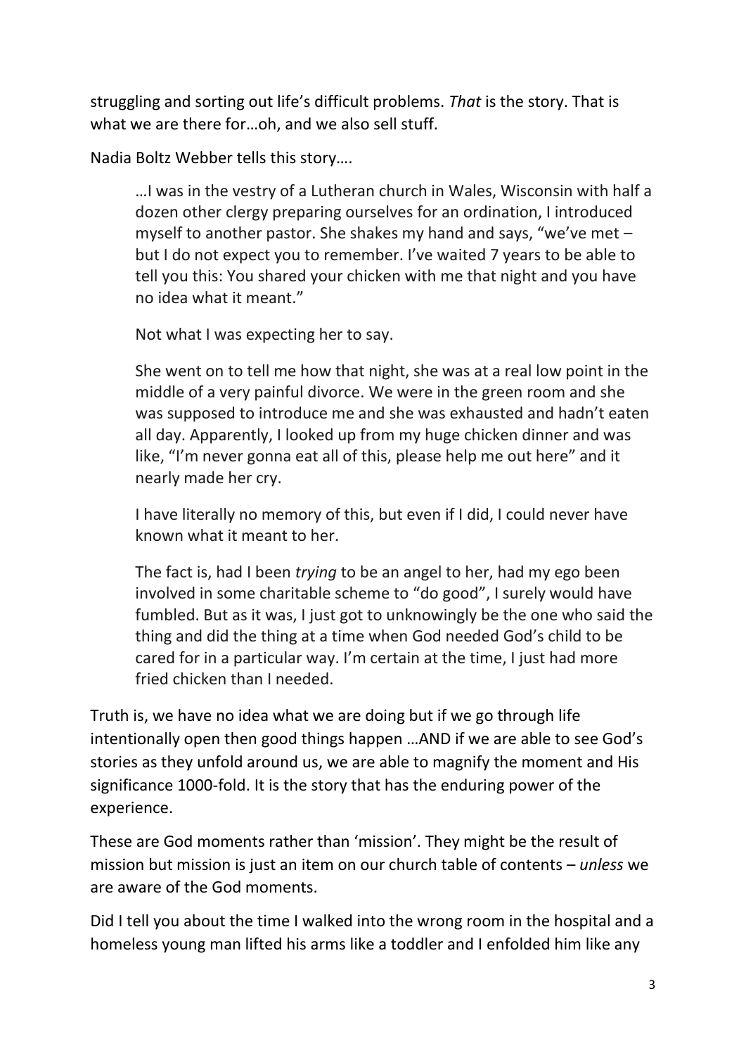struggling and sorting out life's difficult problems. *That* is the story. That is what we are there for…oh, and we also sell stuff.

Nadia Boltz Webber tells this story….

> …I was in the vestry of a Lutheran church in Wales, Wisconsin with half a dozen other clergy preparing ourselves for an ordination, I introduced myself to another pastor. She shakes my hand and says, "we've met – but I do not expect you to remember. I've waited 7 years to be able to tell you this: You shared your chicken with me that night and you have no idea what it meant."
>
> Not what I was expecting her to say.
>
> She went on to tell me how that night, she was at a real low point in the middle of a very painful divorce. We were in the green room and she was supposed to introduce me and she was exhausted and hadn't eaten all day. Apparently, I looked up from my huge chicken dinner and was like, "I'm never gonna eat all of this, please help me out here" and it nearly made her cry.
>
> I have literally no memory of this, but even if I did, I could never have known what it meant to her.
>
> The fact is, had I been *trying* to be an angel to her, had my ego been involved in some charitable scheme to "do good", I surely would have fumbled. But as it was, I just got to unknowingly be the one who said the thing and did the thing at a time when God needed God's child to be cared for in a particular way. I'm certain at the time, I just had more fried chicken than I needed.

Truth is, we have no idea what we are doing but if we go through life intentionally open then good things happen …AND if we are able to see God's stories as they unfold around us, we are able to magnify the moment and His significance 1000-fold. It is the story that has the enduring power of the experience.

These are God moments rather than 'mission'. They might be the result of mission but mission is just an item on our church table of contents – *unless* we are aware of the God moments.

Did I tell you about the time I walked into the wrong room in the hospital and a homeless young man lifted his arms like a toddler and I enfolded him like any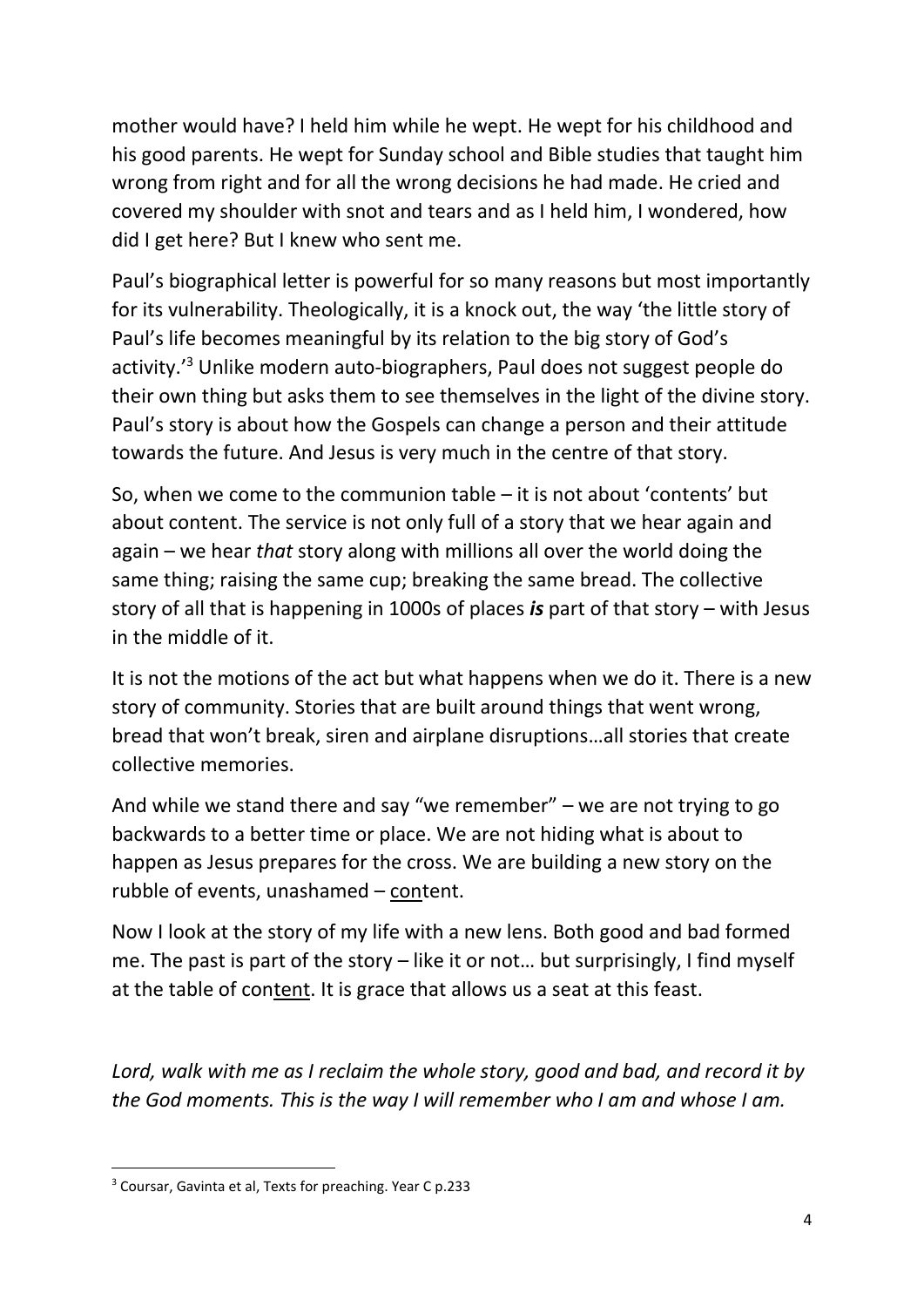mother would have? I held him while he wept. He wept for his childhood and his good parents. He wept for Sunday school and Bible studies that taught him wrong from right and for all the wrong decisions he had made. He cried and covered my shoulder with snot and tears and as I held him, I wondered, how did I get here? But I knew who sent me.

Paul's biographical letter is powerful for so many reasons but most importantly for its vulnerability. Theologically, it is a knock out, the way 'the little story of Paul's life becomes meaningful by its relation to the big story of God's activity.'[3] Unlike modern auto-biographers, Paul does not suggest people do their own thing but asks them to see themselves in the light of the divine story. Paul's story is about how the Gospels can change a person and their attitude towards the future. And Jesus is very much in the centre of that story.

So, when we come to the communion table – it is not about 'contents' but about content. The service is not only full of a story that we hear again and again – we hear *that* story along with millions all over the world doing the same thing; raising the same cup; breaking the same bread. The collective story of all that is happening in 1000s of places ***is*** part of that story – with Jesus in the middle of it.

It is not the motions of the act but what happens when we do it. There is a new story of community. Stories that are built around things that went wrong, bread that won't break, siren and airplane disruptions…all stories that create collective memories.

And while we stand there and say "we remember" – we are not trying to go backwards to a better time or place. We are not hiding what is about to happen as Jesus prepares for the cross. We are building a new story on the rubble of events, unashamed – <u>con</u>tent.

Now I look at the story of my life with a new lens. Both good and bad formed me. The past is part of the story – like it or not… but surprisingly, I find myself at the table of con<u>tent</u>. It is grace that allows us a seat at this feast.

*Lord, walk with me as I reclaim the whole story, good and bad, and record it by the God moments. This is the way I will remember who I am and whose I am.*

---

[3] Coursar, Gavinta et al, Texts for preaching. Year C p.233